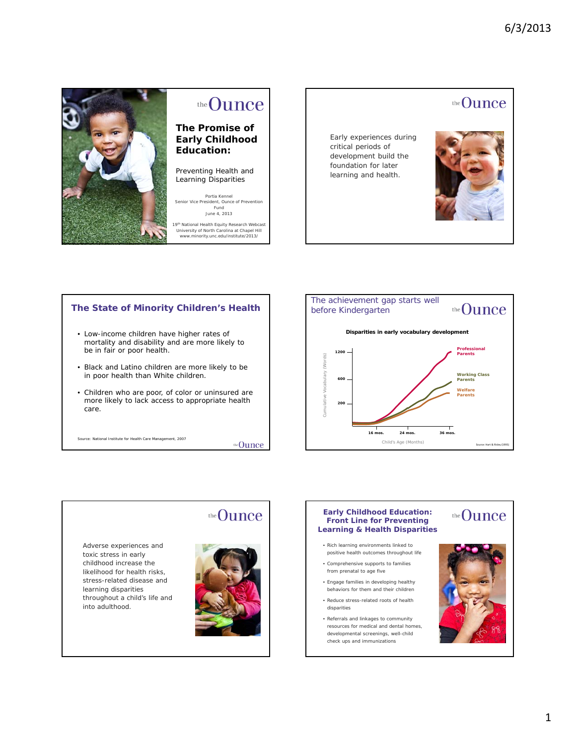## The Promise of Early Childhood Education:

Preventing Health and Learning Disparities

Portia Kennel
Senior Vice President, Ounce of Prevention Fund
June 4, 2013

19th National Health Equity Research Webcast
University of North Carolina at Chapel Hill
www.minority.unc.edu/institute/2013/

---

Early experiences during critical periods of development build the foundation for later learning and health.

---

## The State of Minority Children's Health

- Low-income children have higher rates of mortality and disability and are more likely to be in fair or poor health.
- Black and Latino children are more likely to be in poor health than White children.
- Children who are poor, of color or uninsured are more likely to lack access to appropriate health care.

Source: National Institute for Health Care Management, 2007

---

## The achievement gap starts well before Kindergarten

**Disparities in early vocabulary development**

Cumulative Vocabulary (Words): 200, 600, 1200

Child's Age (Months): 16 mos., 24 mos., 36 mos.

Professional Parents
Working Class Parents
Welfare Parents

Source: Hart & Risley (1995)

---

Adverse experiences and toxic stress in early childhood increase the likelihood for health risks, stress-related disease and learning disparities throughout a child's life and into adulthood.

---

## Early Childhood Education: Front Line for Preventing Learning & Health Disparities

- Rich learning environments linked to positive health outcomes throughout life
- Comprehensive supports to families from prenatal to age five
- Engage families in developing healthy behaviors for them and their children
- Reduce stress-related roots of health disparities
- Referrals and linkages to community resources for medical and dental homes, developmental screenings, well-child check ups and immunizations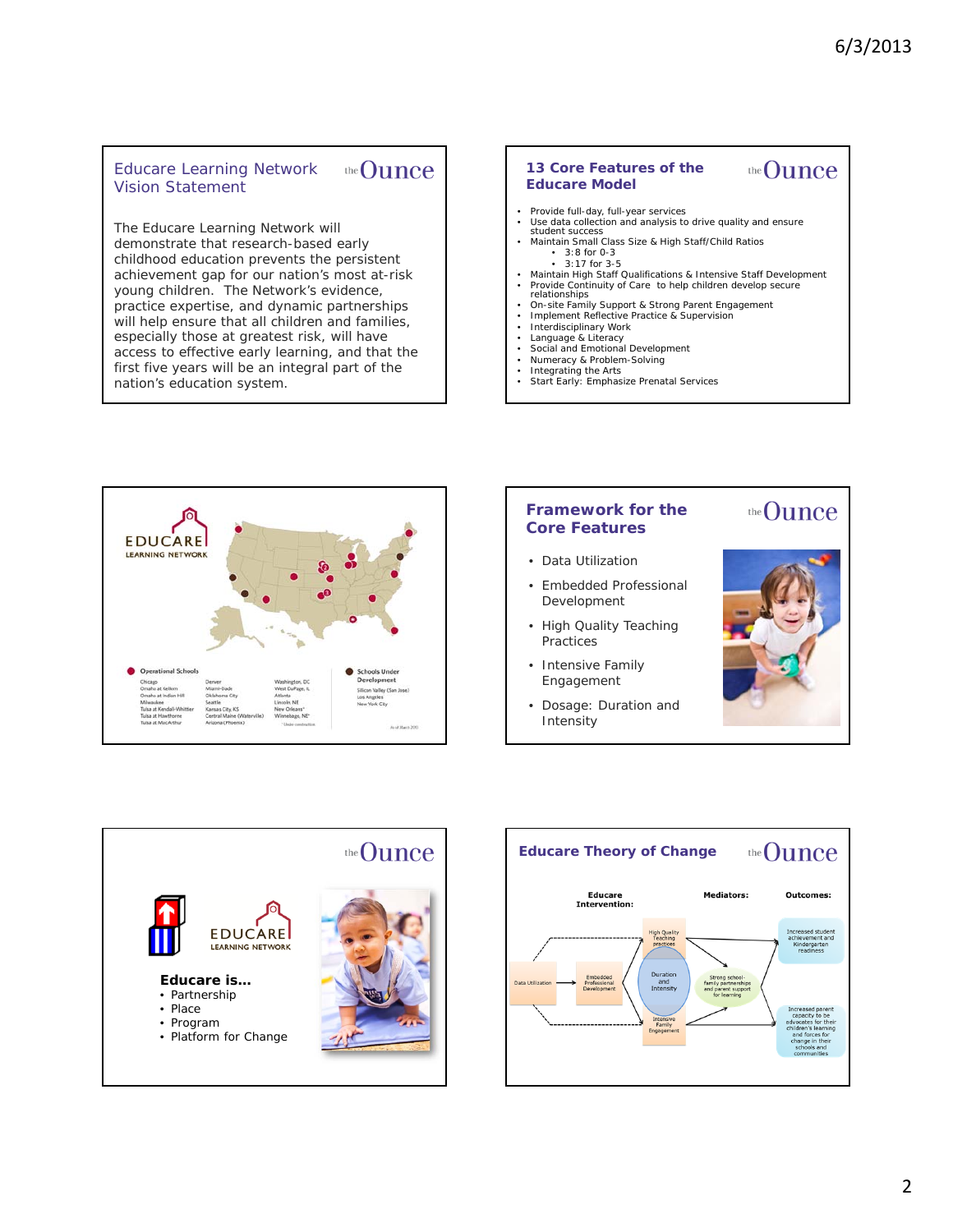## Educare Learning Network Vision Statement

The Educare Learning Network will demonstrate that research-based early childhood education prevents the persistent achievement gap for our nation's most at-risk young children. The Network's evidence, practice expertise, and dynamic partnerships will help ensure that all children and families, especially those at greatest risk, will have access to effective early learning, and that the first five years will be an integral part of the nation's education system.

## 13 Core Features of the Educare Model

- Provide full-day, full-year services
- Use data collection and analysis to drive quality and ensure student success
- Maintain Small Class Size & High Staff/Child Ratios
  - 3:8 for 0-3
  - 3:17 for 3-5
- Maintain High Staff Qualifications & Intensive Staff Development
- Provide Continuity of Care to help children develop secure relationships
- On-site Family Support & Strong Parent Engagement
- Implement Reflective Practice & Supervision
- Interdisciplinary Work
- Language & Literacy
- Social and Emotional Development
- Numeracy & Problem-Solving
- Integrating the Arts
- Start Early: Emphasize Prenatal Services

## EDUCARE LEARNING NETWORK

**Operational Schools**

Chicago
Omaha at Kellom
Omaha at Indian Hill
Milwaukee
Tulsa at Kendall-Whittier
Tulsa at Hawthorne
Tulsa at MacArthur
Denver
Miami-Dade
Oklahoma City
Seattle
Kansas City, KS
Central Maine (Waterville)
Arizona (Phoenix)
Washington, DC
West DuPage, IL
Atlanta
Lincoln, NE
New Orleans*
Winnebago, NE*

\* Under construction

**Schools Under Development**

Silicon Valley (San Jose)
Los Angeles
New York City

As of March 2013

## Framework for the Core Features

- Data Utilization
- Embedded Professional Development
- High Quality Teaching Practices
- Intensive Family Engagement
- Dosage: Duration and Intensity

## EDUCARE LEARNING NETWORK

**Educare is…**

- Partnership
- Place
- Program
- Platform for Change

## Educare Theory of Change

**Educare Intervention:** Data Utilization → Embedded Professional Development → High Quality Teaching practices; Duration and Intensity; Intensive Family Engagement

**Mediators:** Strong school-family partnerships and parent support for learning

**Outcomes:**

- Increased student achievement and Kindergarten readiness
- Increased parent capacity to be advocates for their children's learning and forces for change in their schools and communities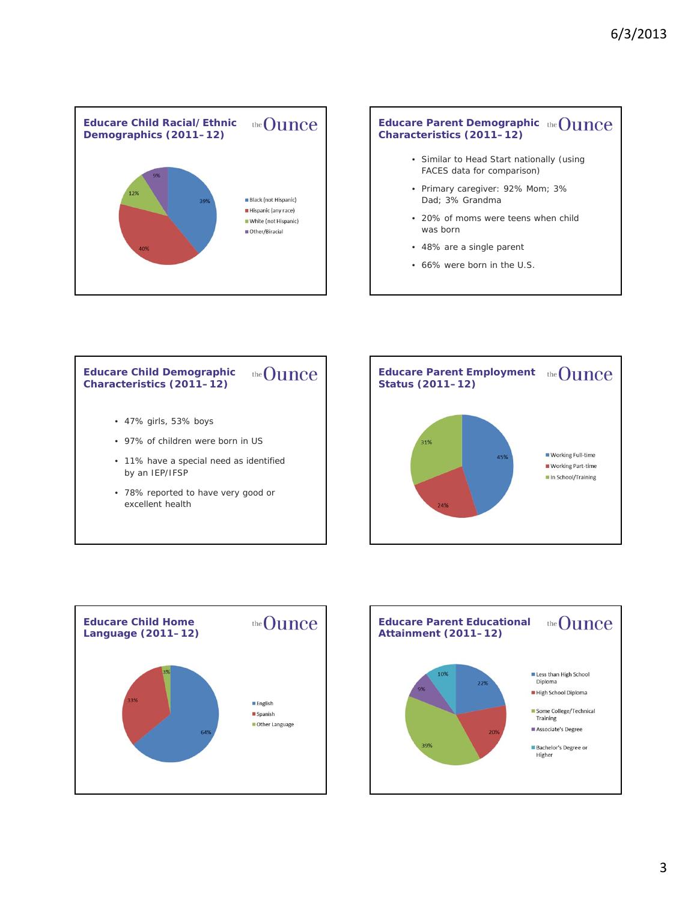## Educare Child Racial/Ethnic Demographics (2011–12)

the Ounce

| Category | Percentage |
|---|---|
| Black (not Hispanic) | 39% |
| Hispanic (any race) | 40% |
| White (not Hispanic) | 12% |
| Other/Biracial | 9% |

## Educare Parent Demographic Characteristics (2011–12)

the Ounce

- Similar to Head Start nationally (using FACES data for comparison)
- Primary caregiver: 92% Mom; 3% Dad; 3% Grandma
- 20% of moms were teens when child was born
- 48% are a single parent
- 66% were born in the U.S.

## Educare Child Demographic Characteristics (2011–12)

the Ounce

- 47% girls, 53% boys
- 97% of children were born in US
- 11% have a special need as identified by an IEP/IFSP
- 78% reported to have very good or excellent health

## Educare Parent Employment Status (2011–12)

the Ounce

| Category | Percentage |
|---|---|
| Working Full-time | 45% |
| Working Part-time | 24% |
| In School/Training | 31% |

## Educare Child Home Language (2011–12)

the Ounce

| Category | Percentage |
|---|---|
| English | 64% |
| Spanish | 33% |
| Other Language | 3% |

## Educare Parent Educational Attainment (2011–12)

the Ounce

| Category | Percentage |
|---|---|
| Less than High School Diploma | 22% |
| High School Diploma | 20% |
| Some College/Technical Training | 39% |
| Associate's Degree | 9% |
| Bachelor's Degree or Higher | 10% |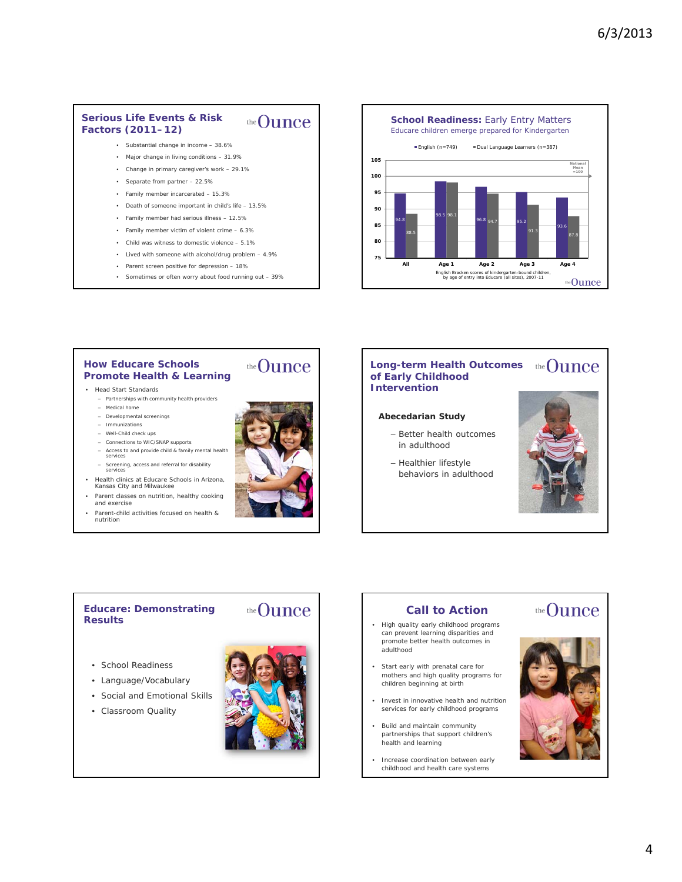## Serious Life Events & Risk Factors (2011–12)

- Substantial change in income – 38.6%
- Major change in living conditions – 31.9%
- Change in primary caregiver's work – 29.1%
- Separate from partner – 22.5%
- Family member incarcerated – 15.3%
- Death of someone important in child's life – 13.5%
- Family member had serious illness – 12.5%
- Family member victim of violent crime – 6.3%
- Child was witness to domestic violence – 5.1%
- Lived with someone with alcohol/drug problem – 4.9%
- Parent screen positive for depression – 18%
- Sometimes or often worry about food running out – 39%

## School Readiness: Early Entry Matters

Educare children emerge prepared for Kindergarten

| | English (n=749) | Dual Language Learners (n=387) |
|---|---|---|
| All | 94.8 | 88.5 |
| Age 1 | 98.5 | 98.1 |
| Age 2 | 96.8 | 94.7 |
| Age 3 | 95.2 | 91.3 |
| Age 4 | 93.6 | 87.8 |

National Mean =100

English Bracken scores of kindergarten-bound children, by age of entry into Educare (all sites), 2007-11

## How Educare Schools Promote Health & Learning

- Head Start Standards
  - Partnerships with community health providers
  - Medical home
  - Developmental screenings
  - Immunizations
  - Well-Child check ups
  - Connections to WIC/SNAP supports
  - Access to and provide child & family mental health services
  - Screening, access and referral for disability services
- Health clinics at Educare Schools in Arizona, Kansas City and Milwaukee
- Parent classes on nutrition, healthy cooking and exercise
- Parent-child activities focused on health & nutrition

## Long-term Health Outcomes of Early Childhood Intervention

**Abecedarian Study**

- Better health outcomes in adulthood
- Healthier lifestyle behaviors in adulthood

## Educare: Demonstrating Results

- School Readiness
- Language/Vocabulary
- Social and Emotional Skills
- Classroom Quality

## Call to Action

- High quality early childhood programs can prevent learning disparities and promote better health outcomes in adulthood
- Start early with prenatal care for mothers and high quality programs for children beginning at birth
- Invest in innovative health and nutrition services for early childhood programs
- Build and maintain community partnerships that support children's health and learning
- Increase coordination between early childhood and health care systems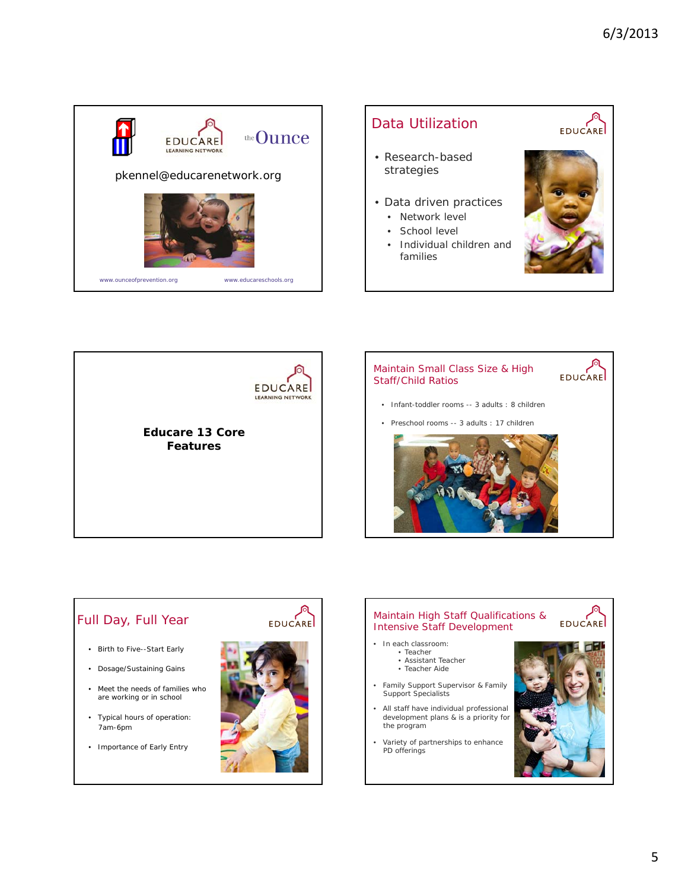EDUCARE LEARNING NETWORK

the Ounce

pkennel@educarenetwork.org

www.ounceofprevention.org

www.educareschools.org

## Data Utilization

- Research-based strategies
- Data driven practices
  - Network level
  - School level
  - Individual children and families

EDUCARE LEARNING NETWORK

## Educare 13 Core Features

## Maintain Small Class Size & High Staff/Child Ratios

- Infant-toddler rooms -- 3 adults : 8 children
- Preschool rooms -- 3 adults : 17 children

## Full Day, Full Year

- Birth to Five--Start Early
- Dosage/Sustaining Gains
- Meet the needs of families who are working or in school
- Typical hours of operation: 7am-6pm
- Importance of Early Entry

## Maintain High Staff Qualifications & Intensive Staff Development

- In each classroom:
  - Teacher
  - Assistant Teacher
  - Teacher Aide
- Family Support Supervisor & Family Support Specialists
- All staff have individual professional development plans & is a priority for the program
- Variety of partnerships to enhance PD offerings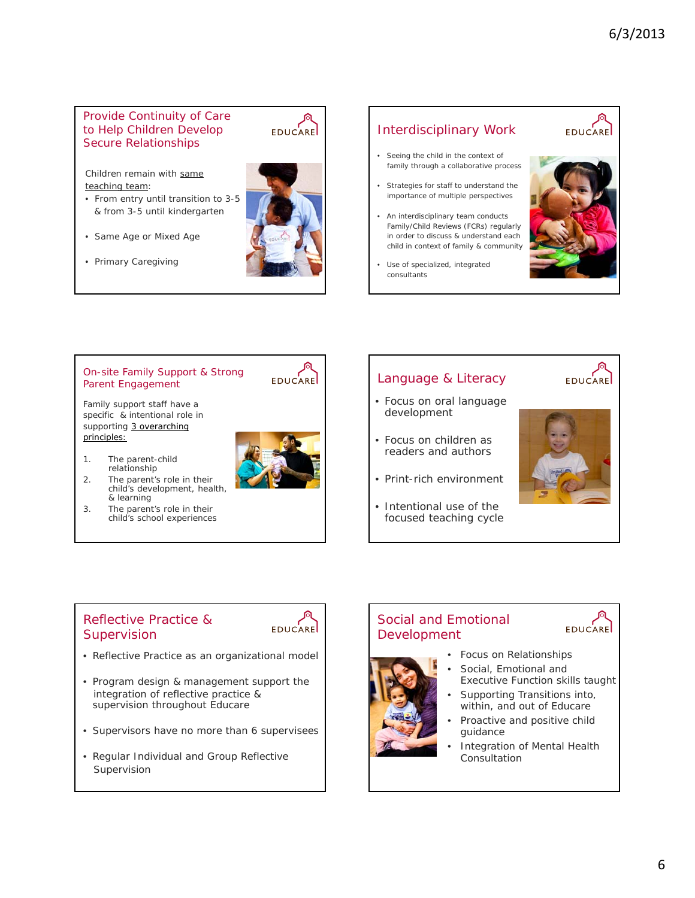## Provide Continuity of Care to Help Children Develop Secure Relationships

EDUCARE

Children remain with same teaching team:

- From entry until transition to 3-5 & from 3-5 until kindergarten
- Same Age or Mixed Age
- Primary Caregiving

## Interdisciplinary Work

EDUCARE

- Seeing the child in the context of family through a collaborative process
- Strategies for staff to understand the importance of multiple perspectives
- An interdisciplinary team conducts Family/Child Reviews (FCRs) regularly in order to discuss & understand each child in context of family & community
- Use of specialized, integrated consultants

## On-site Family Support & Strong Parent Engagement

EDUCARE

Family support staff have a specific & intentional role in supporting 3 overarching principles:

1. The parent-child relationship
2. The parent's role in their child's development, health, & learning
3. The parent's role in their child's school experiences

## Language & Literacy

EDUCARE

- Focus on oral language development
- Focus on children as readers and authors
- Print-rich environment
- Intentional use of the focused teaching cycle

## Reflective Practice & Supervision

EDUCARE

- Reflective Practice as an organizational model
- Program design & management support the integration of reflective practice & supervision throughout Educare
- Supervisors have no more than 6 supervisees
- Regular Individual and Group Reflective Supervision

## Social and Emotional Development

EDUCARE

- Focus on Relationships
- Social, Emotional and Executive Function skills taught
- Supporting Transitions into, within, and out of Educare
- Proactive and positive child guidance
- Integration of Mental Health Consultation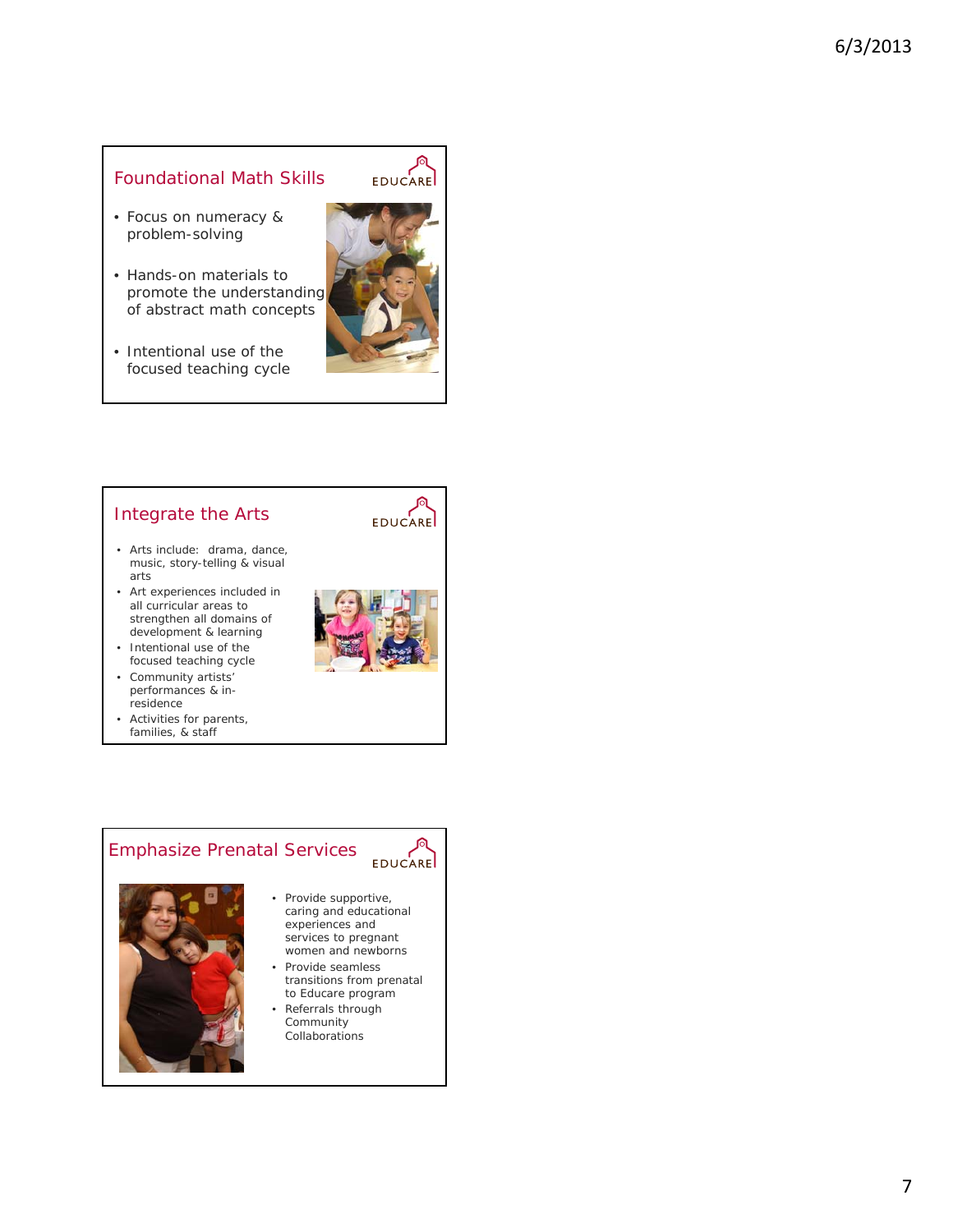## Foundational Math Skills

EDUCARE

- Focus on numeracy & problem-solving
- Hands-on materials to promote the understanding of abstract math concepts
- Intentional use of the focused teaching cycle

## Integrate the Arts

EDUCARE

- Arts include: drama, dance, music, story-telling & visual arts
- Art experiences included in all curricular areas to strengthen all domains of development & learning
- Intentional use of the focused teaching cycle
- Community artists' performances & in-residence
- Activities for parents, families, & staff

## Emphasize Prenatal Services

EDUCARE

- Provide supportive, caring and educational experiences and services to pregnant women and newborns
- Provide seamless transitions from prenatal to Educare program
- Referrals through Community Collaborations